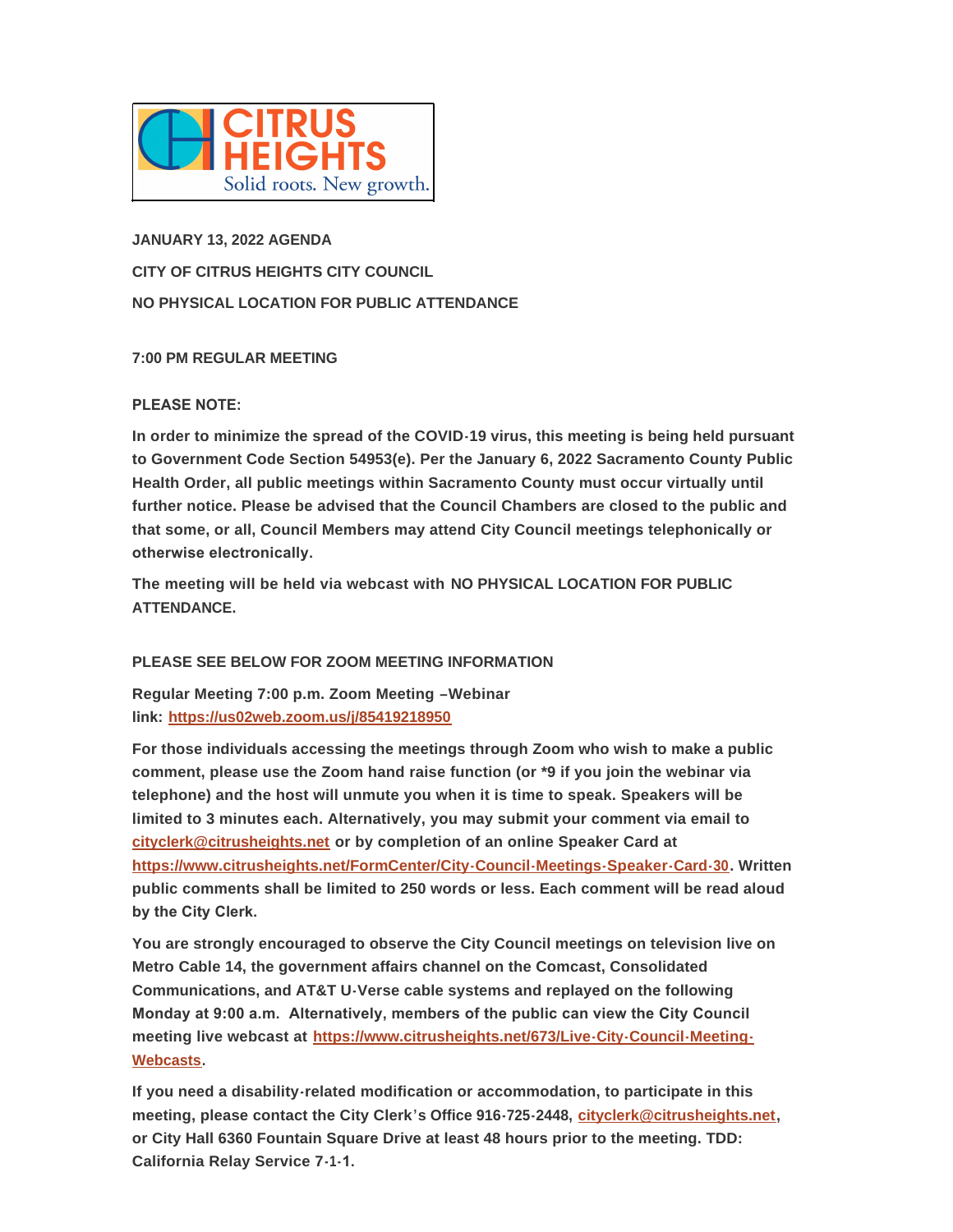CITRUS HEIGHTS
Solid roots. New growth.

**JANUARY 13, 2022 AGENDA**

**CITY OF CITRUS HEIGHTS CITY COUNCIL**

**NO PHYSICAL LOCATION FOR PUBLIC ATTENDANCE**

**7:00 PM REGULAR MEETING**

**PLEASE NOTE:**

**In order to minimize the spread of the COVID-19 virus, this meeting is being held pursuant to Government Code Section 54953(e). Per the January 6, 2022 Sacramento County Public Health Order, all public meetings within Sacramento County must occur virtually until further notice. Please be advised that the Council Chambers are closed to the public and that some, or all, Council Members may attend City Council meetings telephonically or otherwise electronically.**

**The meeting will be held via webcast with NO PHYSICAL LOCATION FOR PUBLIC ATTENDANCE.**

**PLEASE SEE BELOW FOR ZOOM MEETING INFORMATION**

**Regular Meeting 7:00 p.m. Zoom Meeting –Webinar link: https://us02web.zoom.us/j/85419218950**

**For those individuals accessing the meetings through Zoom who wish to make a public comment, please use the Zoom hand raise function (or *9 if you join the webinar via telephone) and the host will unmute you when it is time to speak. Speakers will be limited to 3 minutes each. Alternatively, you may submit your comment via email to cityclerk@citrusheights.net or by completion of an online Speaker Card at https://www.citrusheights.net/FormCenter/City-Council-Meetings-Speaker-Card-30. Written public comments shall be limited to 250 words or less. Each comment will be read aloud by the City Clerk.**

**You are strongly encouraged to observe the City Council meetings on television live on Metro Cable 14, the government affairs channel on the Comcast, Consolidated Communications, and AT&T U-Verse cable systems and replayed on the following Monday at 9:00 a.m. Alternatively, members of the public can view the City Council meeting live webcast at https://www.citrusheights.net/673/Live-City-Council-Meeting-Webcasts.**

**If you need a disability-related modification or accommodation, to participate in this meeting, please contact the City Clerk's Office 916-725-2448, cityclerk@citrusheights.net, or City Hall 6360 Fountain Square Drive at least 48 hours prior to the meeting. TDD: California Relay Service 7-1-1.**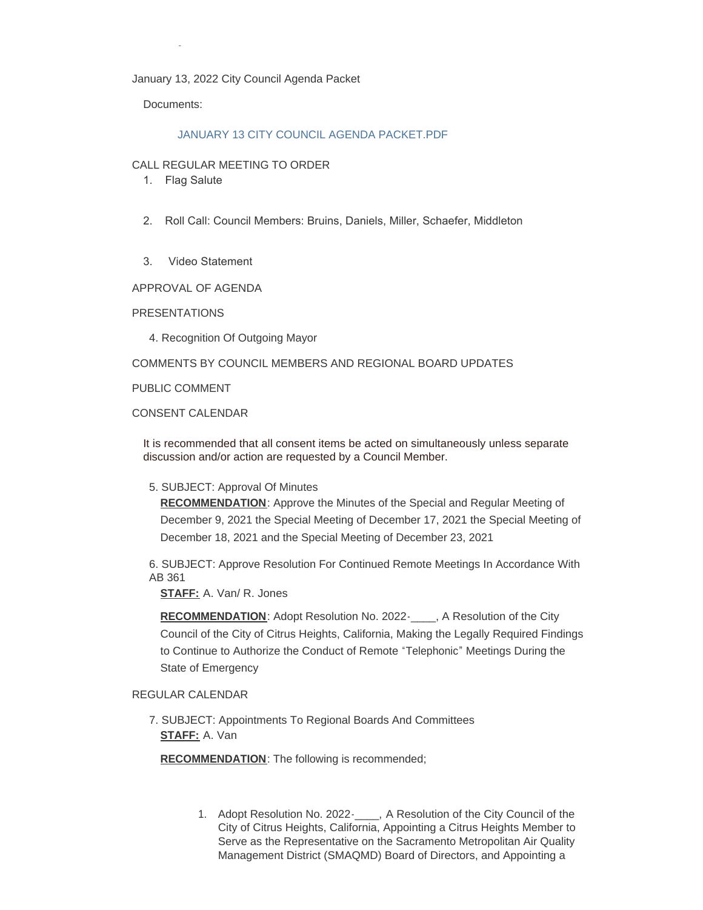January 13, 2022 City Council Agenda Packet

Documents:

JANUARY 13 CITY COUNCIL AGENDA PACKET.PDF

CALL REGULAR MEETING TO ORDER

1. Flag Salute

2. Roll Call: Council Members: Bruins, Daniels, Miller, Schaefer, Middleton

3. Video Statement

APPROVAL OF AGENDA

PRESENTATIONS

4. Recognition Of Outgoing Mayor

COMMENTS BY COUNCIL MEMBERS AND REGIONAL BOARD UPDATES

PUBLIC COMMENT

CONSENT CALENDAR

It is recommended that all consent items be acted on simultaneously unless separate discussion and/or action are requested by a Council Member.

5. SUBJECT: Approval Of Minutes

**RECOMMENDATION**: Approve the Minutes of the Special and Regular Meeting of December 9, 2021 the Special Meeting of December 17, 2021 the Special Meeting of December 18, 2021 and the Special Meeting of December 23, 2021

6. SUBJECT: Approve Resolution For Continued Remote Meetings In Accordance With AB 361

**STAFF:** A. Van/ R. Jones

**RECOMMENDATION**: Adopt Resolution No. 2022-____, A Resolution of the City Council of the City of Citrus Heights, California, Making the Legally Required Findings to Continue to Authorize the Conduct of Remote "Telephonic" Meetings During the State of Emergency

REGULAR CALENDAR

7. SUBJECT: Appointments To Regional Boards And Committees

**STAFF:** A. Van

**RECOMMENDATION**: The following is recommended;

1. Adopt Resolution No. 2022-____, A Resolution of the City Council of the City of Citrus Heights, California, Appointing a Citrus Heights Member to Serve as the Representative on the Sacramento Metropolitan Air Quality Management District (SMAQMD) Board of Directors, and Appointing a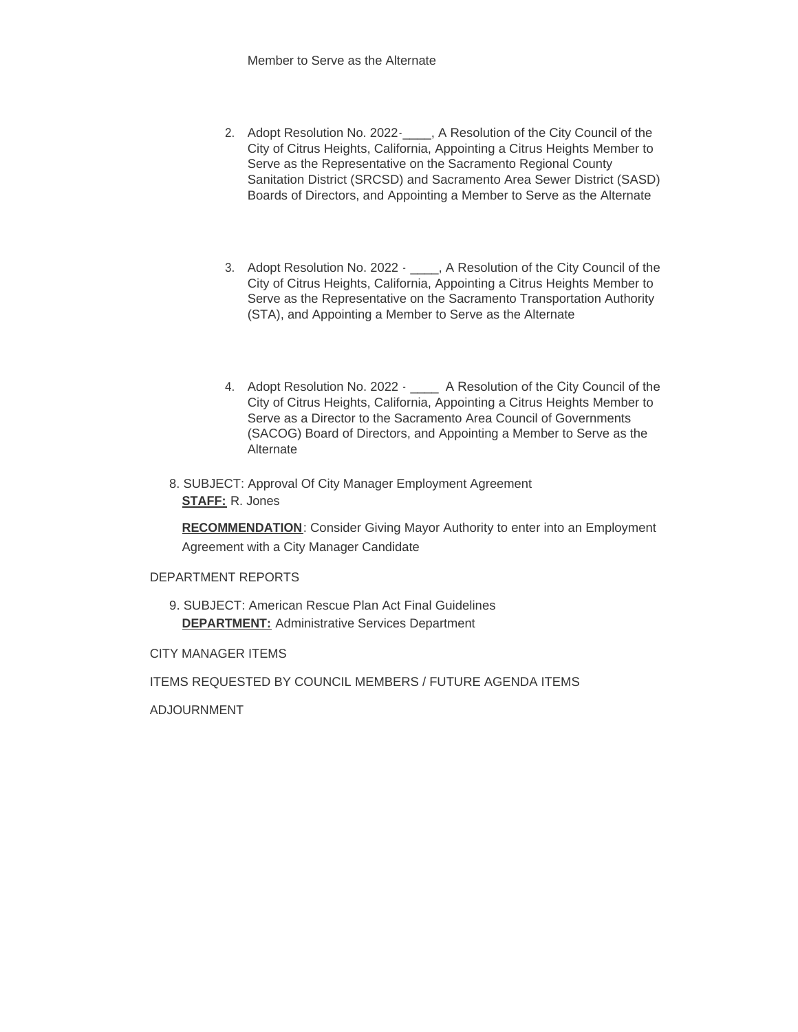Member to Serve as the Alternate

2. Adopt Resolution No. 2022-____, A Resolution of the City Council of the City of Citrus Heights, California, Appointing a Citrus Heights Member to Serve as the Representative on the Sacramento Regional County Sanitation District (SRCSD) and Sacramento Area Sewer District (SASD) Boards of Directors, and Appointing a Member to Serve as the Alternate

3. Adopt Resolution No. 2022 - ____, A Resolution of the City Council of the City of Citrus Heights, California, Appointing a Citrus Heights Member to Serve as the Representative on the Sacramento Transportation Authority (STA), and Appointing a Member to Serve as the Alternate

4. Adopt Resolution No. 2022 - ____ A Resolution of the City Council of the City of Citrus Heights, California, Appointing a Citrus Heights Member to Serve as a Director to the Sacramento Area Council of Governments (SACOG) Board of Directors, and Appointing a Member to Serve as the Alternate

8. SUBJECT: Approval Of City Manager Employment Agreement
**STAFF:** R. Jones

**RECOMMENDATION**: Consider Giving Mayor Authority to enter into an Employment Agreement with a City Manager Candidate

DEPARTMENT REPORTS

9. SUBJECT: American Rescue Plan Act Final Guidelines
**DEPARTMENT:** Administrative Services Department

CITY MANAGER ITEMS

ITEMS REQUESTED BY COUNCIL MEMBERS / FUTURE AGENDA ITEMS

ADJOURNMENT